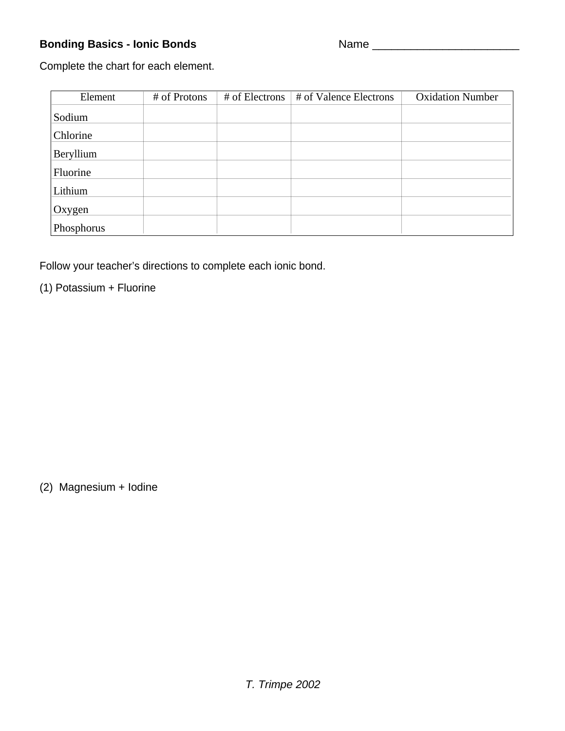**Bonding Basics - Ionic Bonds** Name ________________________

Complete the chart for each element.

| Element | # of Protons | # of Electrons | # of Valence Electrons | Oxidation Number |
|---|---|---|---|---|
| Sodium | | | | |
| Chlorine | | | | |
| Beryllium | | | | |
| Fluorine | | | | |
| Lithium | | | | |
| Oxygen | | | | |
| Phosphorus | | | | |

Follow your teacher's directions to complete each ionic bond.

(1) Potassium + Fluorine

(2) Magnesium + Iodine

*T. Trimpe 2002*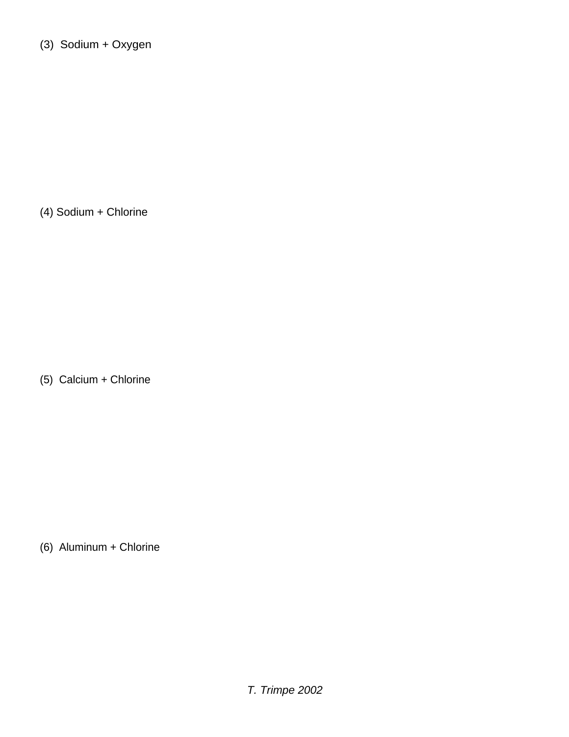(3)  Sodium + Oxygen

(4) Sodium + Chlorine

(5)  Calcium + Chlorine

(6)  Aluminum + Chlorine

*T. Trimpe 2002*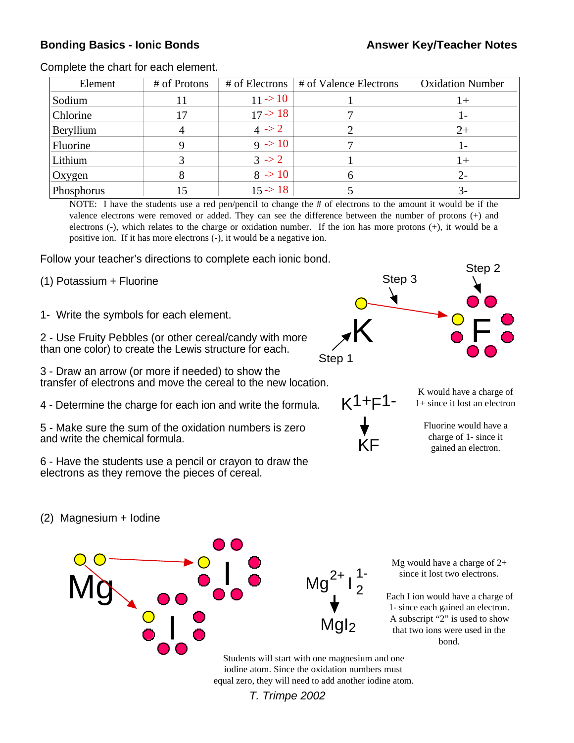**Bonding Basics - Ionic Bonds** **Answer Key/Teacher Notes**

Complete the chart for each element.

| Element | # of Protons | # of Electrons | # of Valence Electrons | Oxidation Number |
|---|---|---|---|---|
| Sodium | 11 | 11 -> 10 | 1 | 1+ |
| Chlorine | 17 | 17 -> 18 | 7 | 1- |
| Beryllium | 4 | 4 -> 2 | 2 | 2+ |
| Fluorine | 9 | 9 -> 10 | 7 | 1- |
| Lithium | 3 | 3 -> 2 | 1 | 1+ |
| Oxygen | 8 | 8 -> 10 | 6 | 2- |
| Phosphorus | 15 | 15 -> 18 | 5 | 3- |

NOTE: I have the students use a red pen/pencil to change the # of electrons to the amount it would be if the valence electrons were removed or added. They can see the difference between the number of protons (+) and electrons (-), which relates to the charge or oxidation number. If the ion has more protons (+), it would be a positive ion. If it has more electrons (-), it would be a negative ion.

Follow your teacher's directions to complete each ionic bond.

(1) Potassium + Fluorine

1- Write the symbols for each element.

2 - Use Fruity Pebbles (or other cereal/candy with more than one color) to create the Lewis structure for each.

3 - Draw an arrow (or more if needed) to show the transfer of electrons and move the cereal to the new location.

4 - Determine the charge for each ion and write the formula.

5 - Make sure the sum of the oxidation numbers is zero and write the chemical formula.

6 - Have the students use a pencil or crayon to draw the electrons as they remove the pieces of cereal.

Step 3 Step 2

K F

Step 1

$K^{1+}F^{1-}$

↓

KF

K would have a charge of 1+ since it lost an electron

Fluorine would have a charge of 1- since it gained an electron.

(2) Magnesium + Iodine

Mg I I

$Mg^{2+}I^{1-}_2$

↓

$MgI_2$

Mg would have a charge of 2+ since it lost two electrons.

Each I ion would have a charge of 1- since each gained an electron. A subscript "2" is used to show that two ions were used in the bond.

Students will start with one magnesium and one iodine atom. Since the oxidation numbers must equal zero, they will need to add another iodine atom.

*T. Trimpe 2002*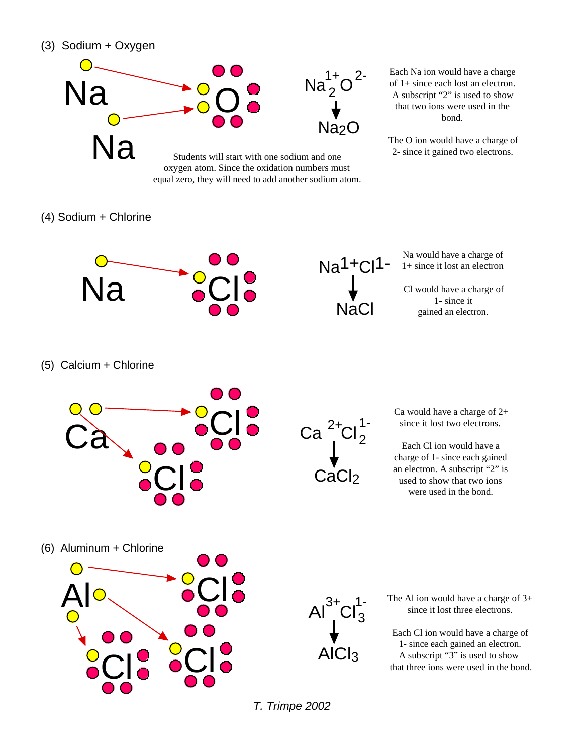(3) Sodium + Oxygen

Na

Na

O

$Na^{1+}_{2}O^{2-}$

↓

$Na_2O$

Students will start with one sodium and one oxygen atom. Since the oxidation numbers must equal zero, they will need to add another sodium atom.

Each Na ion would have a charge of 1+ since each lost an electron. A subscript "2" is used to show that two ions were used in the bond.

The O ion would have a charge of 2- since it gained two electrons.

(4) Sodium + Chlorine

Na

Cl

$Na^{1+}Cl^{1-}$

↓

NaCl

Na would have a charge of 1+ since it lost an electron

Cl would have a charge of 1- since it gained an electron.

(5) Calcium + Chlorine

Ca

Cl

Cl

$Ca^{2+}Cl^{1-}_{2}$

↓

$CaCl_2$

Ca would have a charge of 2+ since it lost two electrons.

Each Cl ion would have a charge of 1- since each gained an electron. A subscript "2" is used to show that two ions were used in the bond.

(6) Aluminum + Chlorine

Al

Cl

Cl

Cl

$Al^{3+}Cl^{1-}_{3}$

↓

$AlCl_3$

The Al ion would have a charge of 3+ since it lost three electrons.

Each Cl ion would have a charge of 1- since each gained an electron. A subscript "3" is used to show that three ions were used in the bond.

*T. Trimpe 2002*